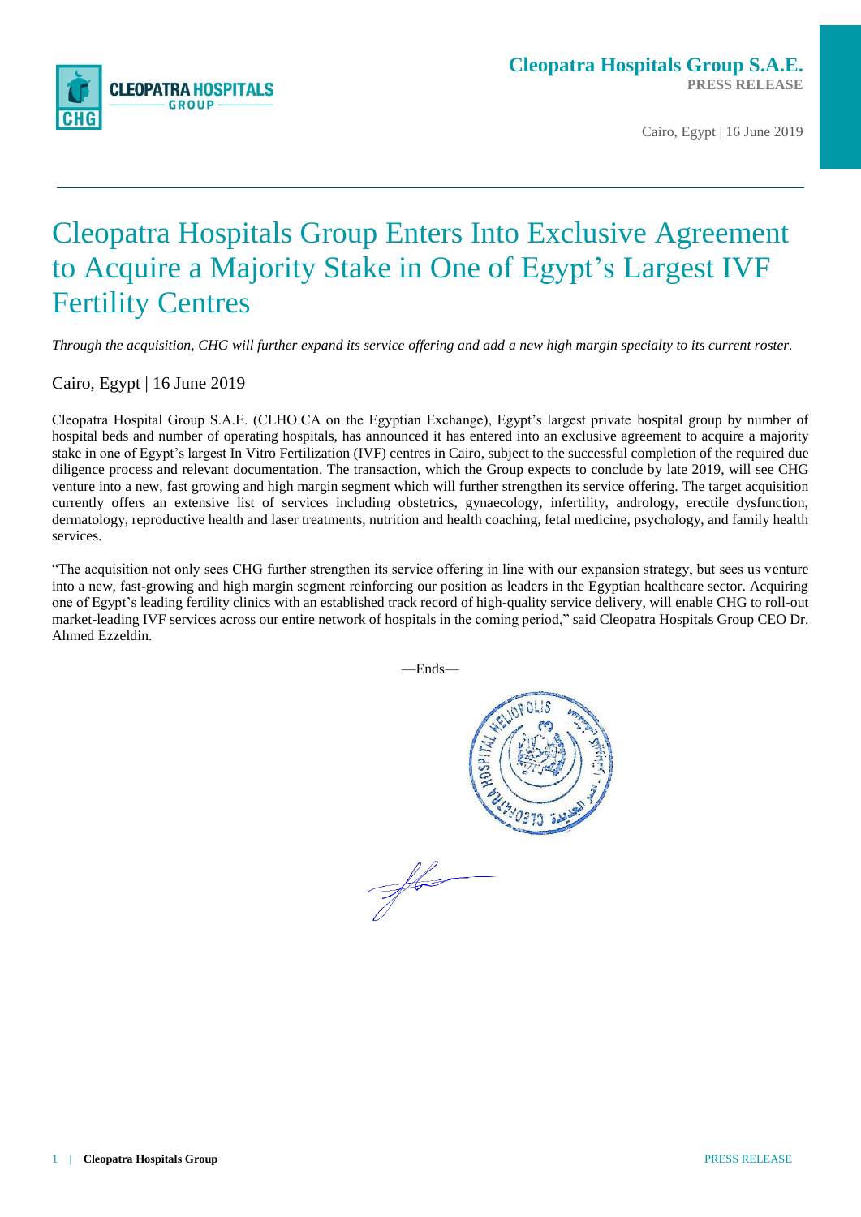**Cleopatra Hospitals Group S.A.E.**
**PRESS RELEASE**

Cairo, Egypt | 16 June 2019

# Cleopatra Hospitals Group Enters Into Exclusive Agreement to Acquire a Majority Stake in One of Egypt's Largest IVF Fertility Centres

*Through the acquisition, CHG will further expand its service offering and add a new high margin specialty to its current roster.*

Cairo, Egypt | 16 June 2019

Cleopatra Hospital Group S.A.E. (CLHO.CA on the Egyptian Exchange), Egypt's largest private hospital group by number of hospital beds and number of operating hospitals, has announced it has entered into an exclusive agreement to acquire a majority stake in one of Egypt's largest In Vitro Fertilization (IVF) centres in Cairo, subject to the successful completion of the required due diligence process and relevant documentation. The transaction, which the Group expects to conclude by late 2019, will see CHG venture into a new, fast growing and high margin segment which will further strengthen its service offering. The target acquisition currently offers an extensive list of services including obstetrics, gynaecology, infertility, andrology, erectile dysfunction, dermatology, reproductive health and laser treatments, nutrition and health coaching, fetal medicine, psychology, and family health services.

"The acquisition not only sees CHG further strengthen its service offering in line with our expansion strategy, but sees us venture into a new, fast-growing and high margin segment reinforcing our position as leaders in the Egyptian healthcare sector. Acquiring one of Egypt's leading fertility clinics with an established track record of high-quality service delivery, will enable CHG to roll-out market-leading IVF services across our entire network of hospitals in the coming period," said Cleopatra Hospitals Group CEO Dr. Ahmed Ezzeldin.

—Ends—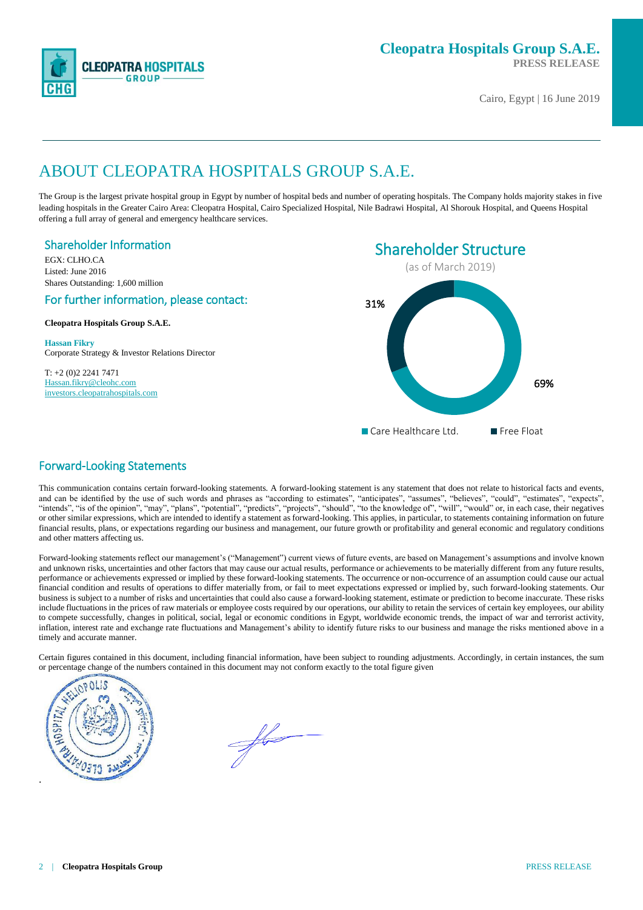# ABOUT CLEOPATRA HOSPITALS GROUP S.A.E.

The Group is the largest private hospital group in Egypt by number of hospital beds and number of operating hospitals. The Company holds majority stakes in five leading hospitals in the Greater Cairo Area: Cleopatra Hospital, Cairo Specialized Hospital, Nile Badrawi Hospital, Al Shorouk Hospital, and Queens Hospital offering a full array of general and emergency healthcare services.

## Shareholder Information

EGX: CLHO.CA
Listed: June 2016
Shares Outstanding: 1,600 million

## For further information, please contact:

**Cleopatra Hospitals Group S.A.E.**

**Hassan Fikry**
Corporate Strategy & Investor Relations Director

T: +2 (0)2 2241 7471
Hassan.fikry@cleohc.com
investors.cleopatrahospitals.com

## Shareholder Structure

(as of March 2019)

31%

69%

Care Healthcare Ltd.
Free Float

## Forward-Looking Statements

This communication contains certain forward-looking statements. A forward-looking statement is any statement that does not relate to historical facts and events, and can be identified by the use of such words and phrases as "according to estimates", "anticipates", "assumes", "believes", "could", "estimates", "expects", "intends", "is of the opinion", "may", "plans", "potential", "predicts", "projects", "should", "to the knowledge of", "will", "would" or, in each case, their negatives or other similar expressions, which are intended to identify a statement as forward-looking. This applies, in particular, to statements containing information on future financial results, plans, or expectations regarding our business and management, our future growth or profitability and general economic and regulatory conditions and other matters affecting us.

Forward-looking statements reflect our management's ("Management") current views of future events, are based on Management's assumptions and involve known and unknown risks, uncertainties and other factors that may cause our actual results, performance or achievements to be materially different from any future results, performance or achievements expressed or implied by these forward-looking statements. The occurrence or non-occurrence of an assumption could cause our actual financial condition and results of operations to differ materially from, or fail to meet expectations expressed or implied by, such forward-looking statements. Our business is subject to a number of risks and uncertainties that could also cause a forward-looking statement, estimate or prediction to become inaccurate. These risks include fluctuations in the prices of raw materials or employee costs required by our operations, our ability to retain the services of certain key employees, our ability to compete successfully, changes in political, social, legal or economic conditions in Egypt, worldwide economic trends, the impact of war and terrorist activity, inflation, interest rate and exchange rate fluctuations and Management's ability to identify future risks to our business and manage the risks mentioned above in a timely and accurate manner.

Certain figures contained in this document, including financial information, have been subject to rounding adjustments. Accordingly, in certain instances, the sum or percentage change of the numbers contained in this document may not conform exactly to the total figure given